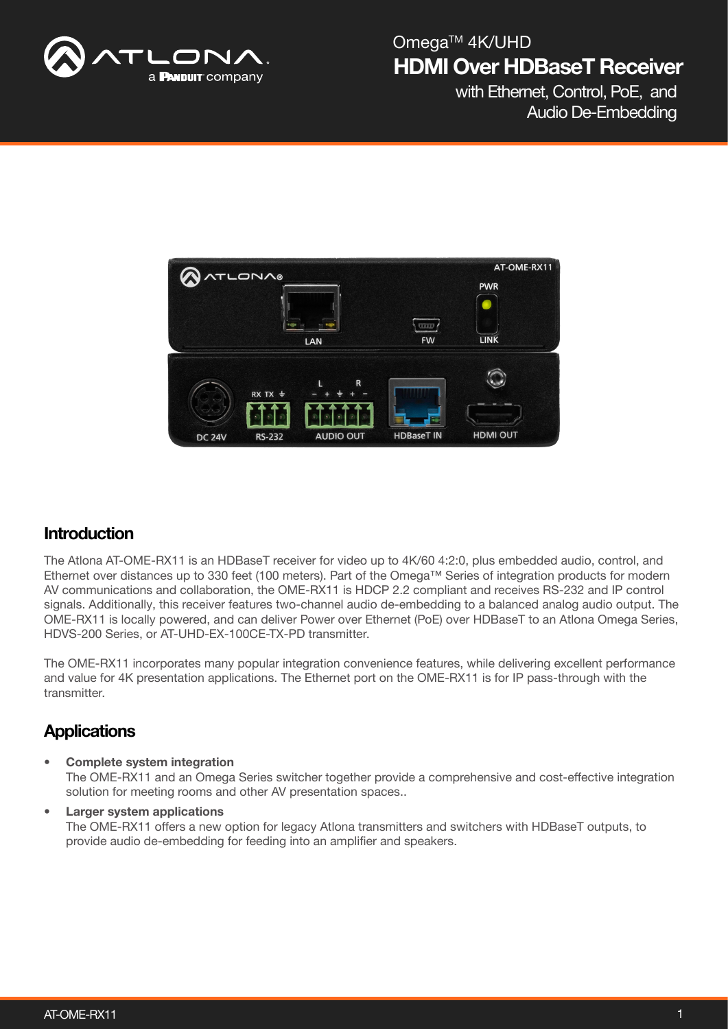# Omega™ 4K/UHD
# HDMI Over HDBaseT Receiver
with Ethernet, Control, PoE, and Audio De-Embedding

## Introduction

The Atlona AT-OME-RX11 is an HDBaseT receiver for video up to 4K/60 4:2:0, plus embedded audio, control, and Ethernet over distances up to 330 feet (100 meters). Part of the Omega™ Series of integration products for modern AV communications and collaboration, the OME-RX11 is HDCP 2.2 compliant and receives RS-232 and IP control signals. Additionally, this receiver features two-channel audio de-embedding to a balanced analog audio output. The OME-RX11 is locally powered, and can deliver Power over Ethernet (PoE) over HDBaseT to an Atlona Omega Series, HDVS-200 Series, or AT-UHD-EX-100CE-TX-PD transmitter.

The OME-RX11 incorporates many popular integration convenience features, while delivering excellent performance and value for 4K presentation applications. The Ethernet port on the OME-RX11 is for IP pass-through with the transmitter.

## Applications

- **Complete system integration**
  The OME-RX11 and an Omega Series switcher together provide a comprehensive and cost-effective integration solution for meeting rooms and other AV presentation spaces..
- **Larger system applications**
  The OME-RX11 offers a new option for legacy Atlona transmitters and switchers with HDBaseT outputs, to provide audio de-embedding for feeding into an amplifier and speakers.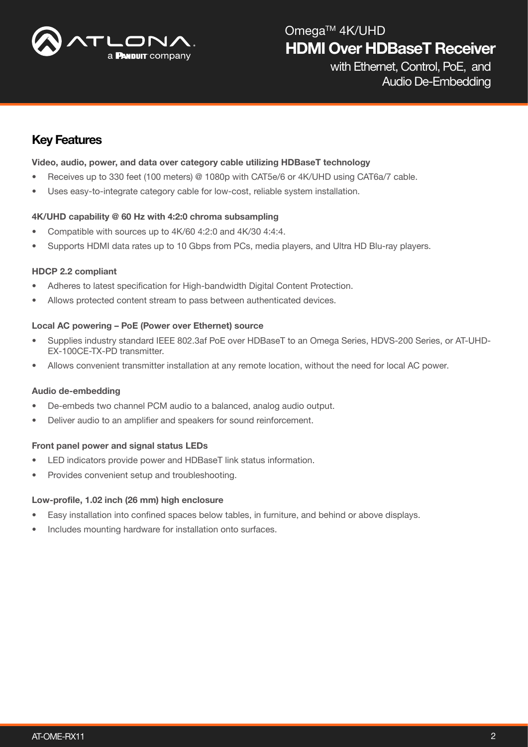## Key Features

**Video, audio, power, and data over category cable utilizing HDBaseT technology**

- Receives up to 330 feet (100 meters) @ 1080p with CAT5e/6 or 4K/UHD using CAT6a/7 cable.
- Uses easy-to-integrate category cable for low-cost, reliable system installation.

**4K/UHD capability @ 60 Hz with 4:2:0 chroma subsampling**

- Compatible with sources up to 4K/60 4:2:0 and 4K/30 4:4:4.
- Supports HDMI data rates up to 10 Gbps from PCs, media players, and Ultra HD Blu-ray players.

**HDCP 2.2 compliant**

- Adheres to latest specification for High-bandwidth Digital Content Protection.
- Allows protected content stream to pass between authenticated devices.

**Local AC powering – PoE (Power over Ethernet) source**

- Supplies industry standard IEEE 802.3af PoE over HDBaseT to an Omega Series, HDVS-200 Series, or AT-UHD-EX-100CE-TX-PD transmitter.
- Allows convenient transmitter installation at any remote location, without the need for local AC power.

**Audio de-embedding**

- De-embeds two channel PCM audio to a balanced, analog audio output.
- Deliver audio to an amplifier and speakers for sound reinforcement.

**Front panel power and signal status LEDs**

- LED indicators provide power and HDBaseT link status information.
- Provides convenient setup and troubleshooting.

**Low-profile, 1.02 inch (26 mm) high enclosure**

- Easy installation into confined spaces below tables, in furniture, and behind or above displays.
- Includes mounting hardware for installation onto surfaces.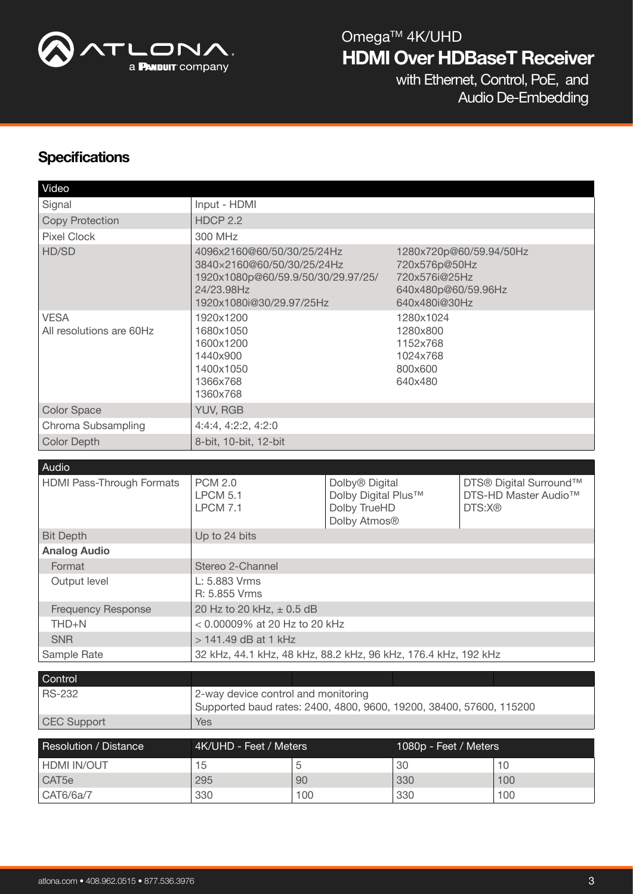## Specifications

| Video | | |
|---|---|---|
| Signal | Input - HDMI | |
| Copy Protection | HDCP 2.2 | |
| Pixel Clock | 300 MHz | |
| HD/SD | 4096x2160@60/50/30/25/24Hz<br>3840×2160@60/50/30/25/24Hz<br>1920x1080p@60/59.9/50/30/29.97/25/24/23.98Hz<br>1920x1080i@30/29.97/25Hz | 1280x720p@60/59.94/50Hz<br>720x576p@50Hz<br>720x576i@25Hz<br>640x480p@60/59.96Hz<br>640x480i@30Hz |
| VESA<br>All resolutions are 60Hz | 1920x1200<br>1680x1050<br>1600x1200<br>1440x900<br>1400x1050<br>1366x768<br>1360x768 | 1280x1024<br>1280x800<br>1152x768<br>1024x768<br>800x600<br>640x480 |
| Color Space | YUV, RGB | |
| Chroma Subsampling | 4:4:4, 4:2:2, 4:2:0 | |
| Color Depth | 8-bit, 10-bit, 12-bit | |

| Audio | | | |
|---|---|---|---|
| HDMI Pass-Through Formats | PCM 2.0<br>LPCM 5.1<br>LPCM 7.1 | Dolby® Digital<br>Dolby Digital Plus™<br>Dolby TrueHD<br>Dolby Atmos® | DTS® Digital Surround™<br>DTS-HD Master Audio™<br>DTS:X® |
| Bit Depth | Up to 24 bits | | |
| **Analog Audio** | | | |
| Format | Stereo 2-Channel | | |
| Output level | L: 5.883 Vrms<br>R: 5.855 Vrms | | |
| Frequency Response | 20 Hz to 20 kHz, ± 0.5 dB | | |
| THD+N | < 0.00009% at 20 Hz to 20 kHz | | |
| SNR | > 141.49 dB at 1 kHz | | |
| Sample Rate | 32 kHz, 44.1 kHz, 48 kHz, 88.2 kHz, 96 kHz, 176.4 kHz, 192 kHz | | |

| Control | |
|---|---|
| RS-232 | 2-way device control and monitoring<br>Supported baud rates: 2400, 4800, 9600, 19200, 38400, 57600, 115200 |
| CEC Support | Yes |

| Resolution / Distance | 4K/UHD - Feet / Meters | | 1080p - Feet / Meters | |
|---|---|---|---|---|
| HDMI IN/OUT | 15 | 5 | 30 | 10 |
| CAT5e | 295 | 90 | 330 | 100 |
| CAT6/6a/7 | 330 | 100 | 330 | 100 |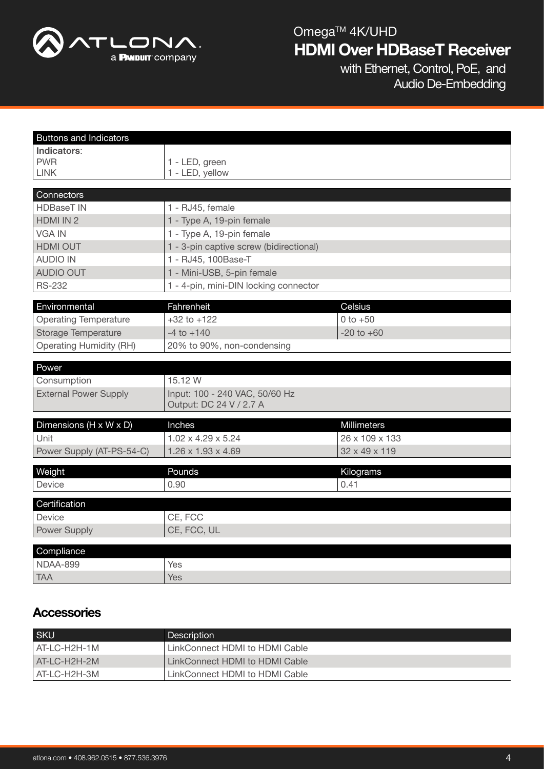| Buttons and Indicators | |
|---|---|
| **Indicators**: | |
| PWR | 1 - LED, green |
| LINK | 1 - LED, yellow |

| Connectors | |
|---|---|
| HDBaseT IN | 1 - RJ45, female |
| HDMI IN 2 | 1 - Type A, 19-pin female |
| VGA IN | 1 - Type A, 19-pin female |
| HDMI OUT | 1 - 3-pin captive screw (bidirectional) |
| AUDIO IN | 1 - RJ45, 100Base-T |
| AUDIO OUT | 1 - Mini-USB, 5-pin female |
| RS-232 | 1 - 4-pin, mini-DIN locking connector |

| Environmental | Fahrenheit | Celsius |
|---|---|---|
| Operating Temperature | +32 to +122 | 0 to +50 |
| Storage Temperature | -4 to +140 | -20 to +60 |
| Operating Humidity (RH) | 20% to 90%, non-condensing | |

| Power | |
|---|---|
| Consumption | 15.12 W |
| External Power Supply | Input: 100 - 240 VAC, 50/60 Hz<br>Output: DC 24 V / 2.7 A |

| Dimensions (H x W x D) | Inches | Millimeters |
|---|---|---|
| Unit | 1.02 x 4.29 x 5.24 | 26 x 109 x 133 |
| Power Supply (AT-PS-54-C) | 1.26 x 1.93 x 4.69 | 32 x 49 x 119 |

| Weight | Pounds | Kilograms |
|---|---|---|
| Device | 0.90 | 0.41 |

| Certification | |
|---|---|
| Device | CE, FCC |
| Power Supply | CE, FCC, UL |

| Compliance | |
|---|---|
| NDAA-899 | Yes |
| TAA | Yes |

## Accessories

| SKU | Description |
|---|---|
| AT-LC-H2H-1M | LinkConnect HDMI to HDMI Cable |
| AT-LC-H2H-2M | LinkConnect HDMI to HDMI Cable |
| AT-LC-H2H-3M | LinkConnect HDMI to HDMI Cable |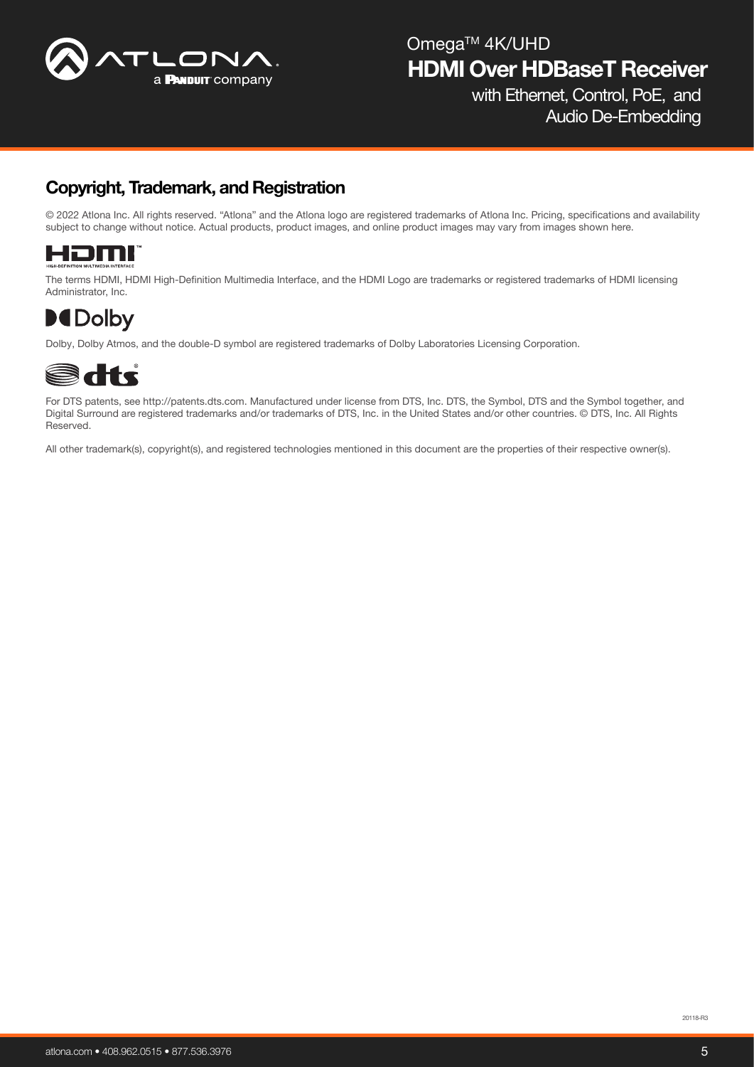## Copyright, Trademark, and Registration

© 2022 Atlona Inc. All rights reserved. "Atlona" and the Atlona logo are registered trademarks of Atlona Inc. Pricing, specifications and availability subject to change without notice. Actual products, product images, and online product images may vary from images shown here.

The terms HDMI, HDMI High-Definition Multimedia Interface, and the HDMI Logo are trademarks or registered trademarks of HDMI licensing Administrator, Inc.

Dolby, Dolby Atmos, and the double-D symbol are registered trademarks of Dolby Laboratories Licensing Corporation.

For DTS patents, see http://patents.dts.com. Manufactured under license from DTS, Inc. DTS, the Symbol, DTS and the Symbol together, and Digital Surround are registered trademarks and/or trademarks of DTS, Inc. in the United States and/or other countries. © DTS, Inc. All Rights Reserved.

All other trademark(s), copyright(s), and registered technologies mentioned in this document are the properties of their respective owner(s).

20118-R3